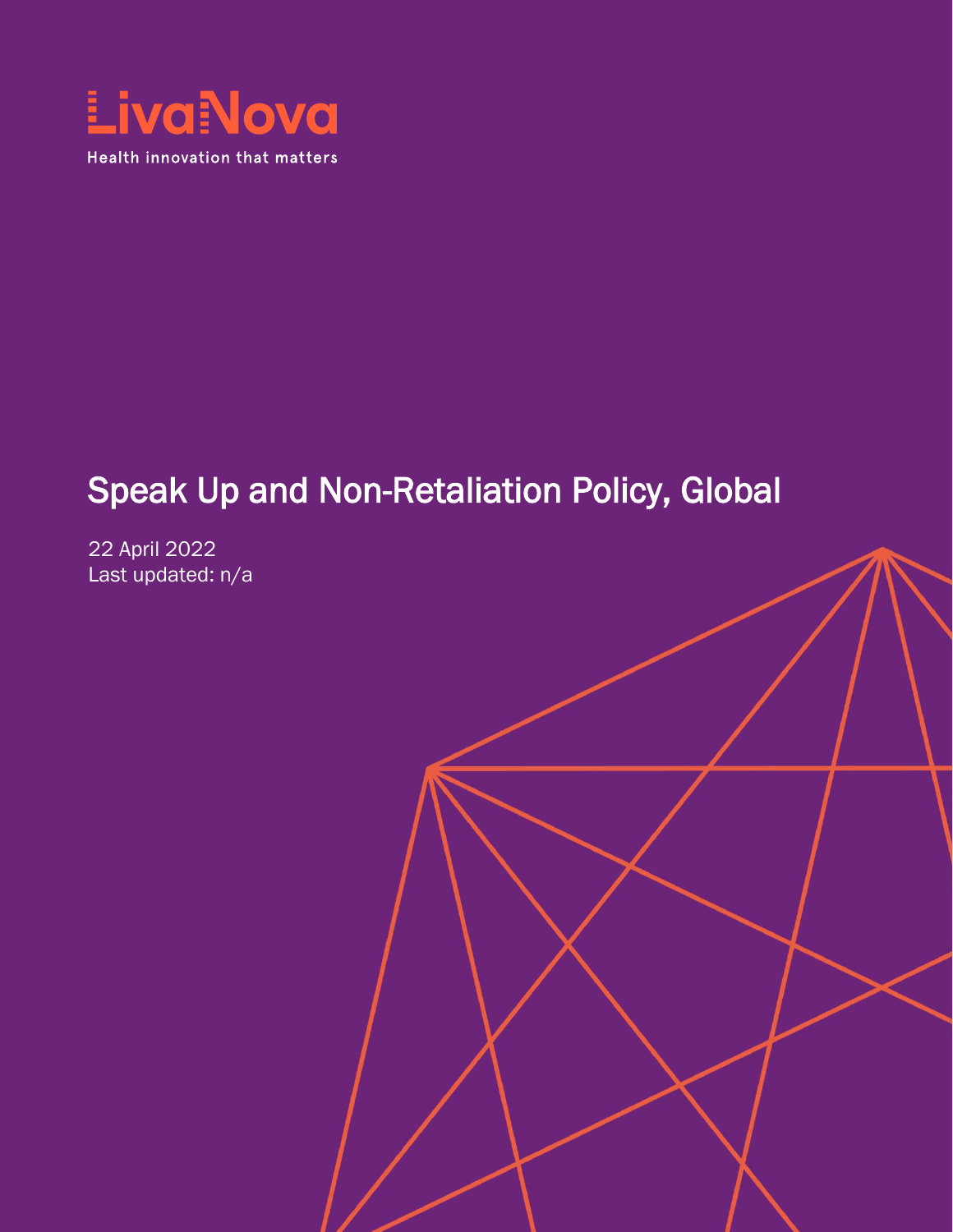LivaNova

Health innovation that matters

# Speak Up and Non-Retaliation Policy, Global

22 April 2022

Last updated: n/a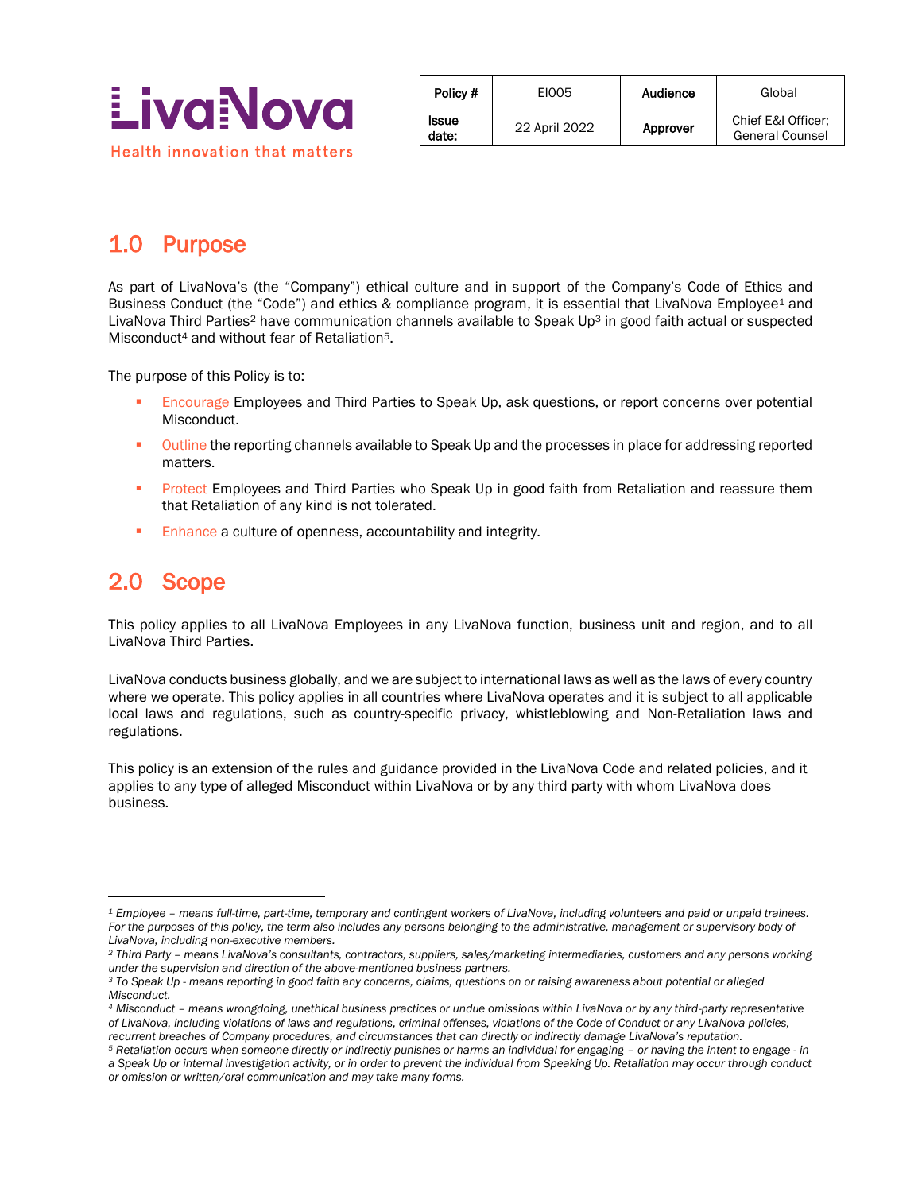| Policy # | EI005 | Audience | Global |
| --- | --- | --- | --- |
| Issue date: | 22 April 2022 | Approver | Chief E&I Officer; General Counsel |

## 1.0 Purpose

As part of LivaNova's (the "Company") ethical culture and in support of the Company's Code of Ethics and Business Conduct (the "Code") and ethics & compliance program, it is essential that LivaNova Employee[1] and LivaNova Third Parties[2] have communication channels available to Speak Up[3] in good faith actual or suspected Misconduct[4] and without fear of Retaliation[5].

The purpose of this Policy is to:

- Encourage Employees and Third Parties to Speak Up, ask questions, or report concerns over potential Misconduct.
- Outline the reporting channels available to Speak Up and the processes in place for addressing reported matters.
- Protect Employees and Third Parties who Speak Up in good faith from Retaliation and reassure them that Retaliation of any kind is not tolerated.
- Enhance a culture of openness, accountability and integrity.

## 2.0 Scope

This policy applies to all LivaNova Employees in any LivaNova function, business unit and region, and to all LivaNova Third Parties.

LivaNova conducts business globally, and we are subject to international laws as well as the laws of every country where we operate. This policy applies in all countries where LivaNova operates and it is subject to all applicable local laws and regulations, such as country-specific privacy, whistleblowing and Non-Retaliation laws and regulations.

This policy is an extension of the rules and guidance provided in the LivaNova Code and related policies, and it applies to any type of alleged Misconduct within LivaNova or by any third party with whom LivaNova does business.

---

[1] *Employee – means full-time, part-time, temporary and contingent workers of LivaNova, including volunteers and paid or unpaid trainees. For the purposes of this policy, the term also includes any persons belonging to the administrative, management or supervisory body of LivaNova, including non-executive members.*

[2] *Third Party – means LivaNova's consultants, contractors, suppliers, sales/marketing intermediaries, customers and any persons working under the supervision and direction of the above-mentioned business partners.*

[3] *To Speak Up - means reporting in good faith any concerns, claims, questions on or raising awareness about potential or alleged Misconduct.*

[4] *Misconduct – means wrongdoing, unethical business practices or undue omissions within LivaNova or by any third-party representative of LivaNova, including violations of laws and regulations, criminal offenses, violations of the Code of Conduct or any LivaNova policies, recurrent breaches of Company procedures, and circumstances that can directly or indirectly damage LivaNova's reputation.*

[5] *Retaliation occurs when someone directly or indirectly punishes or harms an individual for engaging – or having the intent to engage - in a Speak Up or internal investigation activity, or in order to prevent the individual from Speaking Up. Retaliation may occur through conduct or omission or written/oral communication and may take many forms.*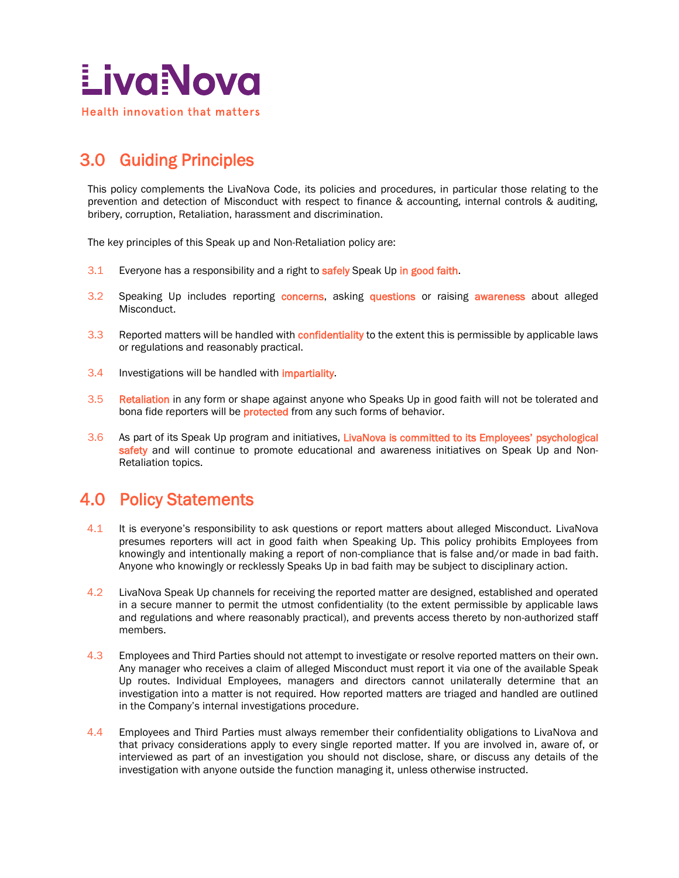## 3.0 Guiding Principles

This policy complements the LivaNova Code, its policies and procedures, in particular those relating to the prevention and detection of Misconduct with respect to finance & accounting, internal controls & auditing, bribery, corruption, Retaliation, harassment and discrimination.

The key principles of this Speak up and Non-Retaliation policy are:

3.1 Everyone has a responsibility and a right to safely Speak Up in good faith.

3.2 Speaking Up includes reporting concerns, asking questions or raising awareness about alleged Misconduct.

3.3 Reported matters will be handled with confidentiality to the extent this is permissible by applicable laws or regulations and reasonably practical.

3.4 Investigations will be handled with impartiality.

3.5 Retaliation in any form or shape against anyone who Speaks Up in good faith will not be tolerated and bona fide reporters will be protected from any such forms of behavior.

3.6 As part of its Speak Up program and initiatives, LivaNova is committed to its Employees' psychological safety and will continue to promote educational and awareness initiatives on Speak Up and Non-Retaliation topics.

## 4.0 Policy Statements

4.1 It is everyone's responsibility to ask questions or report matters about alleged Misconduct. LivaNova presumes reporters will act in good faith when Speaking Up. This policy prohibits Employees from knowingly and intentionally making a report of non-compliance that is false and/or made in bad faith. Anyone who knowingly or recklessly Speaks Up in bad faith may be subject to disciplinary action.

4.2 LivaNova Speak Up channels for receiving the reported matter are designed, established and operated in a secure manner to permit the utmost confidentiality (to the extent permissible by applicable laws and regulations and where reasonably practical), and prevents access thereto by non-authorized staff members.

4.3 Employees and Third Parties should not attempt to investigate or resolve reported matters on their own. Any manager who receives a claim of alleged Misconduct must report it via one of the available Speak Up routes. Individual Employees, managers and directors cannot unilaterally determine that an investigation into a matter is not required. How reported matters are triaged and handled are outlined in the Company's internal investigations procedure.

4.4 Employees and Third Parties must always remember their confidentiality obligations to LivaNova and that privacy considerations apply to every single reported matter. If you are involved in, aware of, or interviewed as part of an investigation you should not disclose, share, or discuss any details of the investigation with anyone outside the function managing it, unless otherwise instructed.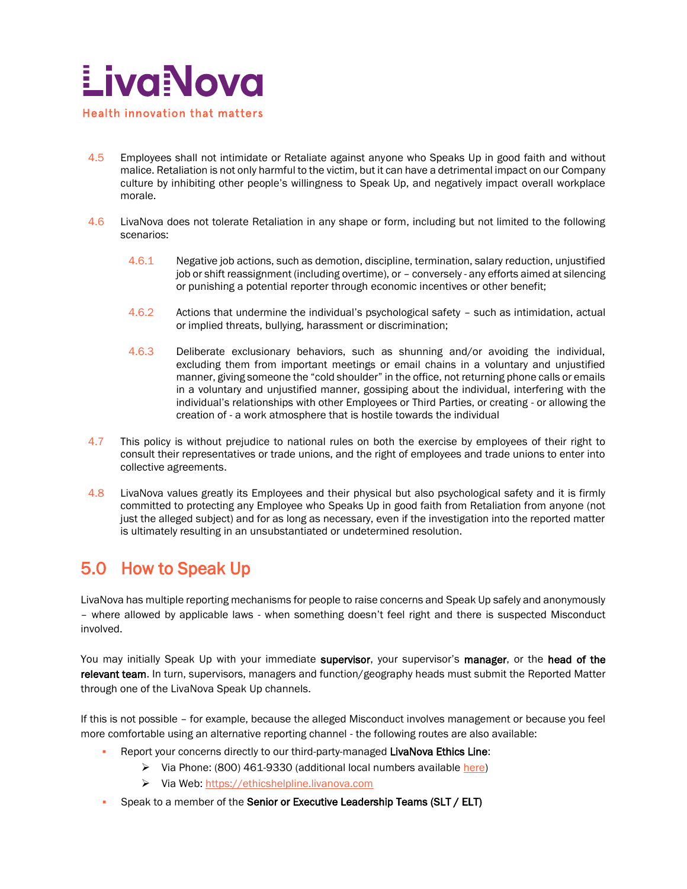4.5 Employees shall not intimidate or Retaliate against anyone who Speaks Up in good faith and without malice. Retaliation is not only harmful to the victim, but it can have a detrimental impact on our Company culture by inhibiting other people's willingness to Speak Up, and negatively impact overall workplace morale.

4.6 LivaNova does not tolerate Retaliation in any shape or form, including but not limited to the following scenarios:

4.6.1 Negative job actions, such as demotion, discipline, termination, salary reduction, unjustified job or shift reassignment (including overtime), or – conversely - any efforts aimed at silencing or punishing a potential reporter through economic incentives or other benefit;

4.6.2 Actions that undermine the individual's psychological safety – such as intimidation, actual or implied threats, bullying, harassment or discrimination;

4.6.3 Deliberate exclusionary behaviors, such as shunning and/or avoiding the individual, excluding them from important meetings or email chains in a voluntary and unjustified manner, giving someone the "cold shoulder" in the office, not returning phone calls or emails in a voluntary and unjustified manner, gossiping about the individual, interfering with the individual's relationships with other Employees or Third Parties, or creating - or allowing the creation of - a work atmosphere that is hostile towards the individual

4.7 This policy is without prejudice to national rules on both the exercise by employees of their right to consult their representatives or trade unions, and the right of employees and trade unions to enter into collective agreements.

4.8 LivaNova values greatly its Employees and their physical but also psychological safety and it is firmly committed to protecting any Employee who Speaks Up in good faith from Retaliation from anyone (not just the alleged subject) and for as long as necessary, even if the investigation into the reported matter is ultimately resulting in an unsubstantiated or undetermined resolution.

## 5.0 How to Speak Up

LivaNova has multiple reporting mechanisms for people to raise concerns and Speak Up safely and anonymously – where allowed by applicable laws - when something doesn't feel right and there is suspected Misconduct involved.

You may initially Speak Up with your immediate **supervisor**, your supervisor's **manager**, or the **head of the relevant team**. In turn, supervisors, managers and function/geography heads must submit the Reported Matter through one of the LivaNova Speak Up channels.

If this is not possible – for example, because the alleged Misconduct involves management or because you feel more comfortable using an alternative reporting channel - the following routes are also available:

- Report your concerns directly to our third-party-managed **LivaNova Ethics Line**:
  - Via Phone: (800) 461-9330 (additional local numbers available here)
  - Via Web: https://ethicshelpline.livanova.com
- Speak to a member of the **Senior or Executive Leadership Teams (SLT / ELT)**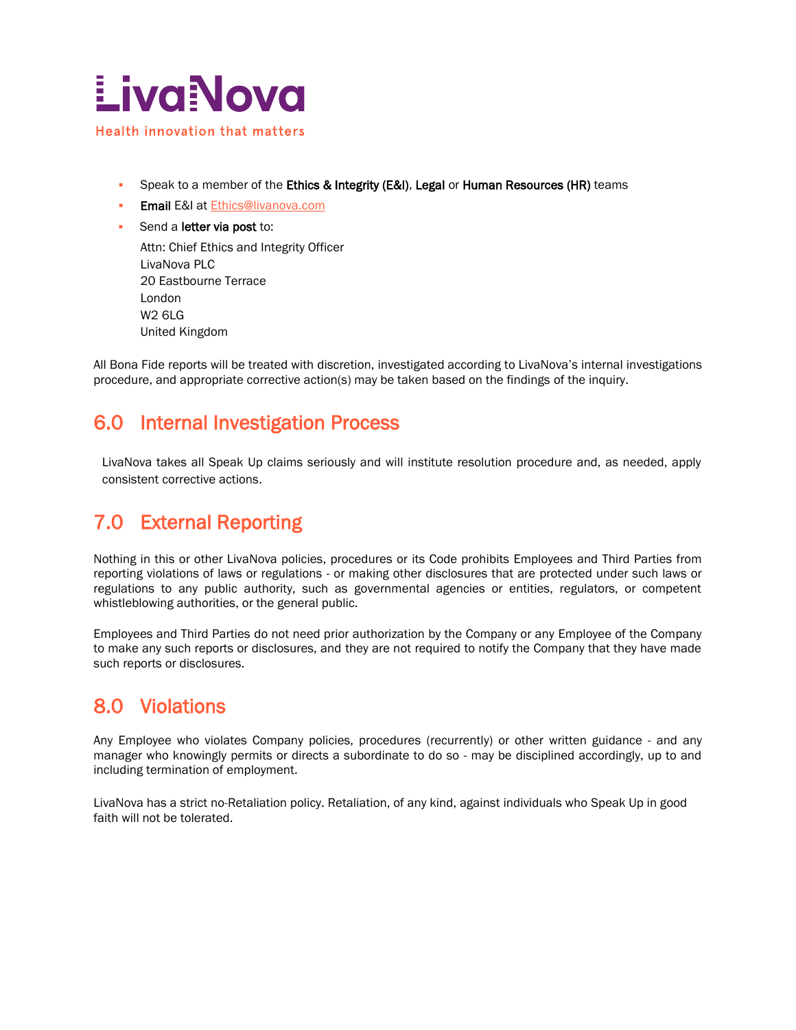- Speak to a member of the **Ethics & Integrity (E&I)**, **Legal** or **Human Resources (HR)** teams
- **Email** E&I at Ethics@livanova.com
- Send a **letter via post** to:

  Attn: Chief Ethics and Integrity Officer
  LivaNova PLC
  20 Eastbourne Terrace
  London
  W2 6LG
  United Kingdom

All Bona Fide reports will be treated with discretion, investigated according to LivaNova's internal investigations procedure, and appropriate corrective action(s) may be taken based on the findings of the inquiry.

## 6.0 Internal Investigation Process

LivaNova takes all Speak Up claims seriously and will institute resolution procedure and, as needed, apply consistent corrective actions.

## 7.0 External Reporting

Nothing in this or other LivaNova policies, procedures or its Code prohibits Employees and Third Parties from reporting violations of laws or regulations - or making other disclosures that are protected under such laws or regulations to any public authority, such as governmental agencies or entities, regulators, or competent whistleblowing authorities, or the general public.

Employees and Third Parties do not need prior authorization by the Company or any Employee of the Company to make any such reports or disclosures, and they are not required to notify the Company that they have made such reports or disclosures.

## 8.0 Violations

Any Employee who violates Company policies, procedures (recurrently) or other written guidance - and any manager who knowingly permits or directs a subordinate to do so - may be disciplined accordingly, up to and including termination of employment.

LivaNova has a strict no-Retaliation policy. Retaliation, of any kind, against individuals who Speak Up in good faith will not be tolerated.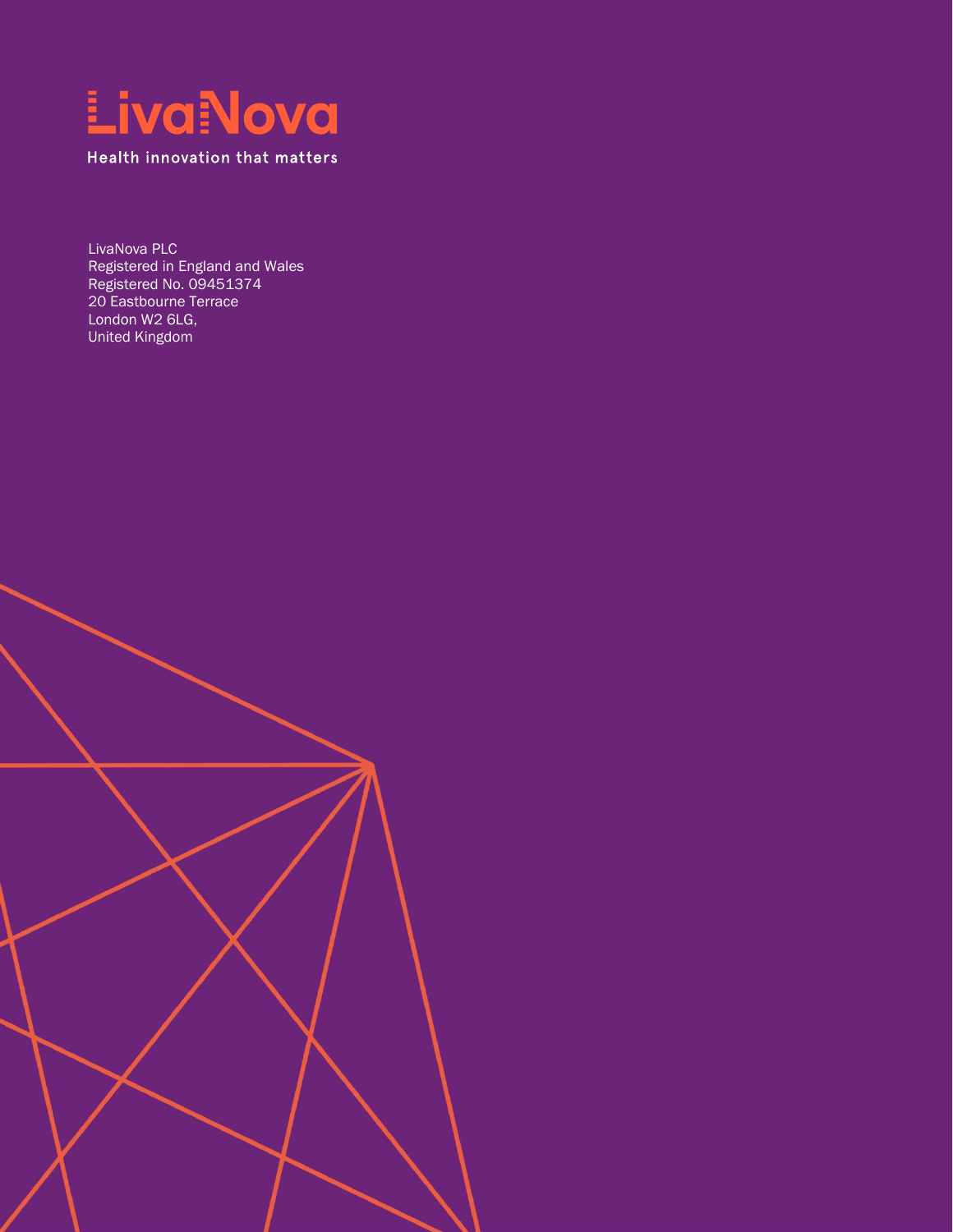LivaNova

Health innovation that matters

LivaNova PLC
Registered in England and Wales
Registered No. 09451374
20 Eastbourne Terrace
London W2 6LG,
United Kingdom